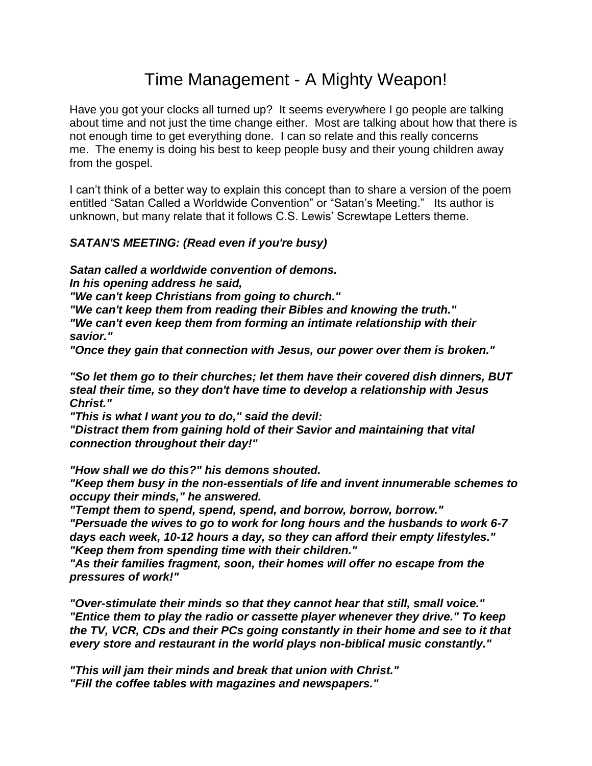# Time Management - A Mighty Weapon!

Have you got your clocks all turned up? It seems everywhere I go people are talking about time and not just the time change either. Most are talking about how that there is not enough time to get everything done. I can so relate and this really concerns me. The enemy is doing his best to keep people busy and their young children away from the gospel.

I can't think of a better way to explain this concept than to share a version of the poem entitled "Satan Called a Worldwide Convention" or "Satan's Meeting." Its author is unknown, but many relate that it follows C.S. Lewis' Screwtape Letters theme.

***SATAN'S MEETING: (Read even if you're busy)***

***Satan called a worldwide convention of demons.***
***In his opening address he said,***
***"We can't keep Christians from going to church."***
***"We can't keep them from reading their Bibles and knowing the truth."***
***"We can't even keep them from forming an intimate relationship with their savior."***
***"Once they gain that connection with Jesus, our power over them is broken."***

***"So let them go to their churches; let them have their covered dish dinners, BUT steal their time, so they don't have time to develop a relationship with Jesus Christ."***
***"This is what I want you to do," said the devil:***
***"Distract them from gaining hold of their Savior and maintaining that vital connection throughout their day!"***

***"How shall we do this?" his demons shouted.***
***"Keep them busy in the non-essentials of life and invent innumerable schemes to occupy their minds," he answered.***
***"Tempt them to spend, spend, spend, and borrow, borrow, borrow."***
***"Persuade the wives to go to work for long hours and the husbands to work 6-7 days each week, 10-12 hours a day, so they can afford their empty lifestyles."***
***"Keep them from spending time with their children."***
***"As their families fragment, soon, their homes will offer no escape from the pressures of work!"***

***"Over-stimulate their minds so that they cannot hear that still, small voice."***
***"Entice them to play the radio or cassette player whenever they drive." To keep the TV, VCR, CDs and their PCs going constantly in their home and see to it that every store and restaurant in the world plays non-biblical music constantly."***

***"This will jam their minds and break that union with Christ."***
***"Fill the coffee tables with magazines and newspapers."***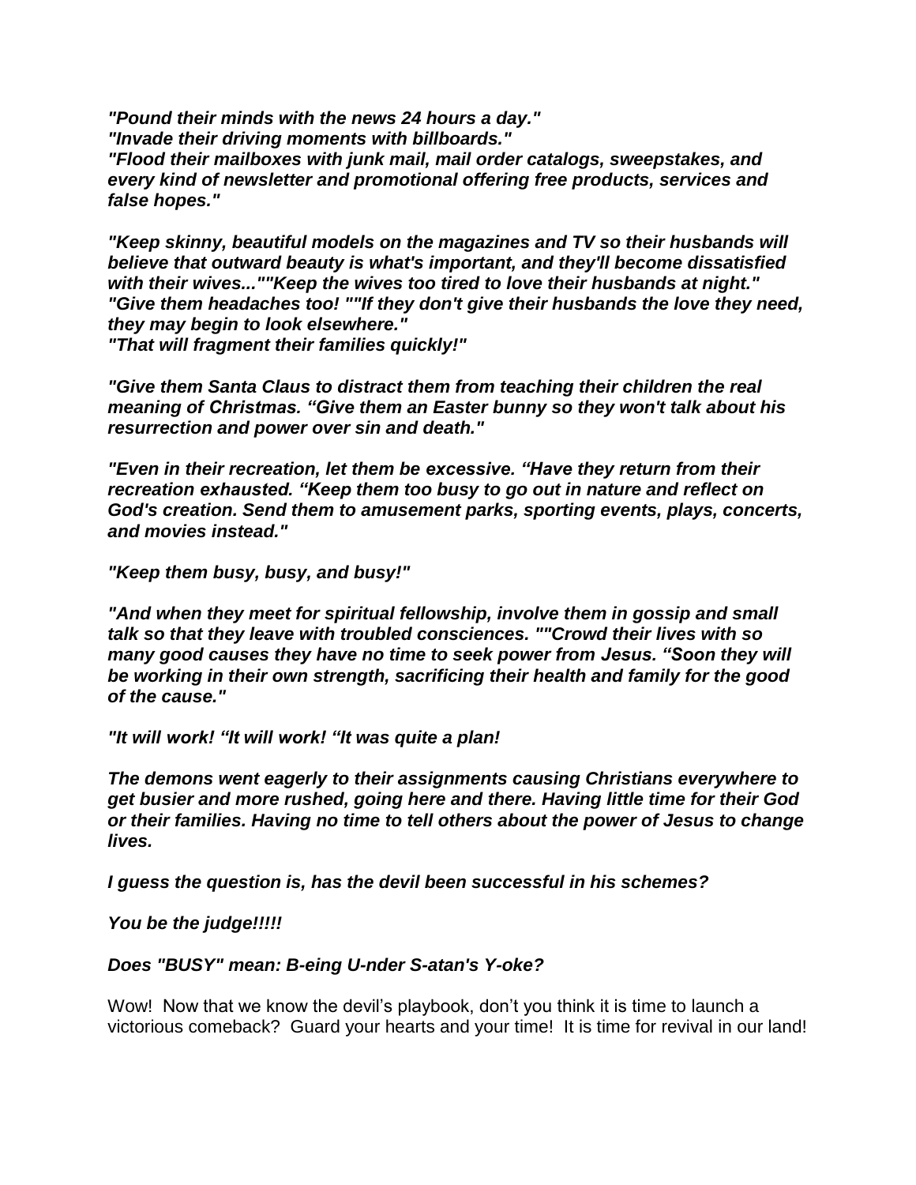*"Pound their minds with the news 24 hours a day."*
*"Invade their driving moments with billboards."*
*"Flood their mailboxes with junk mail, mail order catalogs, sweepstakes, and every kind of newsletter and promotional offering free products, services and false hopes."*

*"Keep skinny, beautiful models on the magazines and TV so their husbands will believe that outward beauty is what's important, and they'll become dissatisfied with their wives...""Keep the wives too tired to love their husbands at night."*
*"Give them headaches too! ""If they don't give their husbands the love they need, they may begin to look elsewhere."*
*"That will fragment their families quickly!"*

*"Give them Santa Claus to distract them from teaching their children the real meaning of Christmas. "Give them an Easter bunny so they won't talk about his resurrection and power over sin and death."*

*"Even in their recreation, let them be excessive. "Have they return from their recreation exhausted. "Keep them too busy to go out in nature and reflect on God's creation. Send them to amusement parks, sporting events, plays, concerts, and movies instead."*

*"Keep them busy, busy, and busy!"*

*"And when they meet for spiritual fellowship, involve them in gossip and small talk so that they leave with troubled consciences. ""Crowd their lives with so many good causes they have no time to seek power from Jesus. "Soon they will be working in their own strength, sacrificing their health and family for the good of the cause."*

*"It will work! "It will work! "It was quite a plan!*

*The demons went eagerly to their assignments causing Christians everywhere to get busier and more rushed, going here and there. Having little time for their God or their families. Having no time to tell others about the power of Jesus to change lives.*

*I guess the question is, has the devil been successful in his schemes?*

*You be the judge!!!!!*

*Does "BUSY" mean: B-eing U-nder S-atan's Y-oke?*

Wow! Now that we know the devil's playbook, don't you think it is time to launch a victorious comeback? Guard your hearts and your time! It is time for revival in our land!